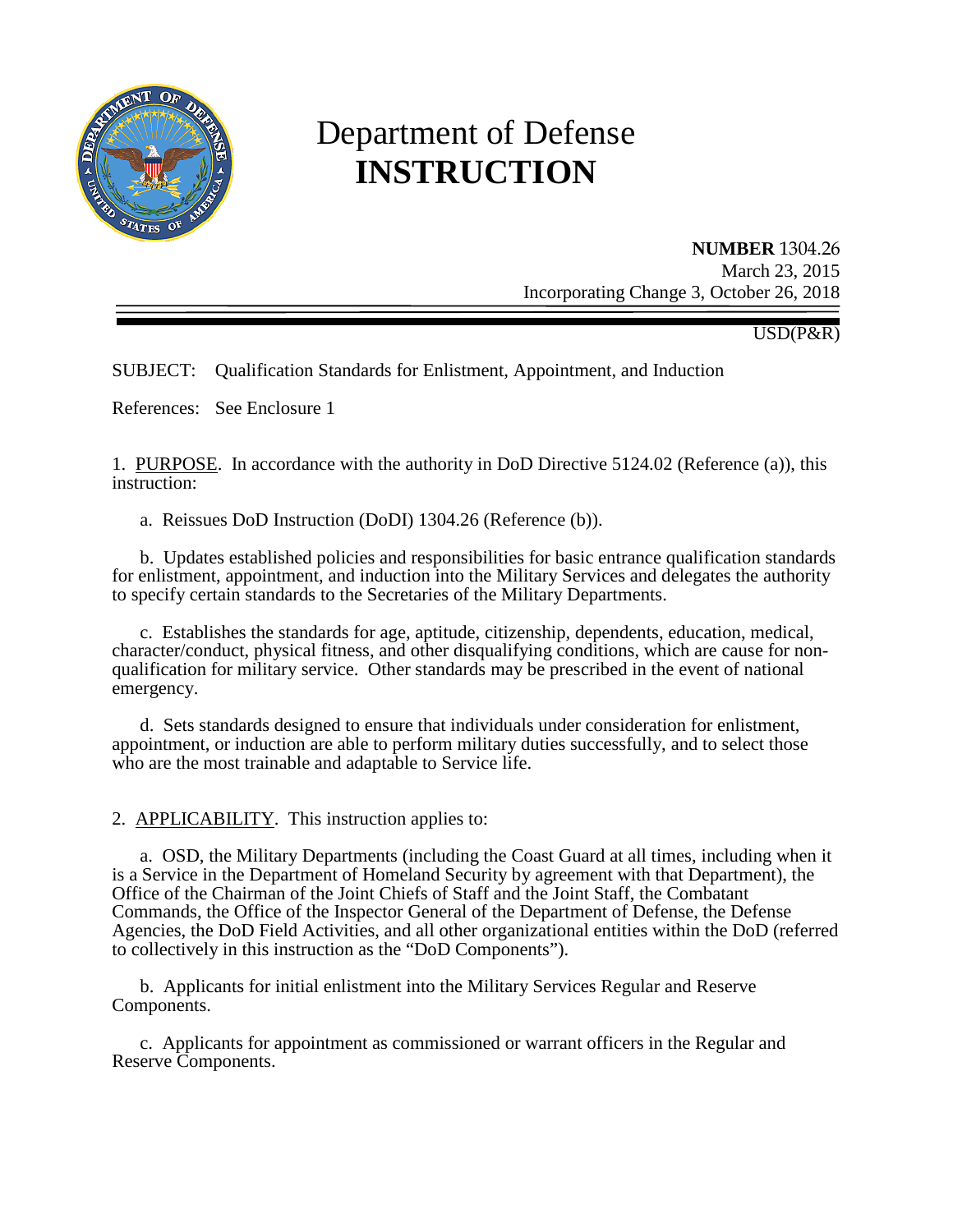# Department of Defense
# INSTRUCTION

**NUMBER** 1304.26
March 23, 2015
Incorporating Change 3, October 26, 2018

USD(P&R)

SUBJECT: Qualification Standards for Enlistment, Appointment, and Induction

References: See Enclosure 1

1. PURPOSE. In accordance with the authority in DoD Directive 5124.02 (Reference (a)), this instruction:

   a. Reissues DoD Instruction (DoDI) 1304.26 (Reference (b)).

   b. Updates established policies and responsibilities for basic entrance qualification standards for enlistment, appointment, and induction into the Military Services and delegates the authority to specify certain standards to the Secretaries of the Military Departments.

   c. Establishes the standards for age, aptitude, citizenship, dependents, education, medical, character/conduct, physical fitness, and other disqualifying conditions, which are cause for non-qualification for military service. Other standards may be prescribed in the event of national emergency.

   d. Sets standards designed to ensure that individuals under consideration for enlistment, appointment, or induction are able to perform military duties successfully, and to select those who are the most trainable and adaptable to Service life.

2. APPLICABILITY. This instruction applies to:

   a. OSD, the Military Departments (including the Coast Guard at all times, including when it is a Service in the Department of Homeland Security by agreement with that Department), the Office of the Chairman of the Joint Chiefs of Staff and the Joint Staff, the Combatant Commands, the Office of the Inspector General of the Department of Defense, the Defense Agencies, the DoD Field Activities, and all other organizational entities within the DoD (referred to collectively in this instruction as the "DoD Components").

   b. Applicants for initial enlistment into the Military Services Regular and Reserve Components.

   c. Applicants for appointment as commissioned or warrant officers in the Regular and Reserve Components.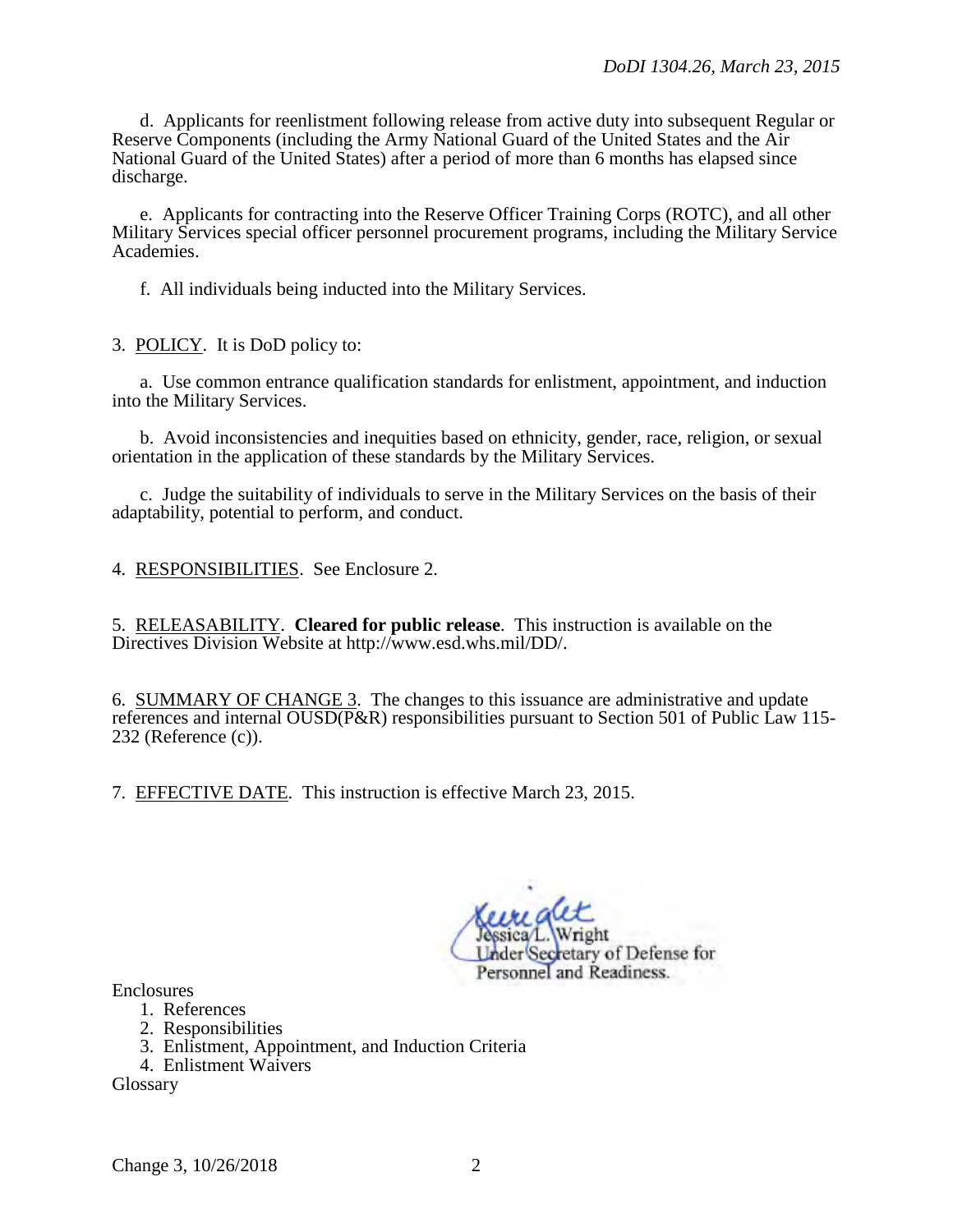d. Applicants for reenlistment following release from active duty into subsequent Regular or Reserve Components (including the Army National Guard of the United States and the Air National Guard of the United States) after a period of more than 6 months has elapsed since discharge.

e. Applicants for contracting into the Reserve Officer Training Corps (ROTC), and all other Military Services special officer personnel procurement programs, including the Military Service Academies.

f. All individuals being inducted into the Military Services.

3. POLICY. It is DoD policy to:

a. Use common entrance qualification standards for enlistment, appointment, and induction into the Military Services.

b. Avoid inconsistencies and inequities based on ethnicity, gender, race, religion, or sexual orientation in the application of these standards by the Military Services.

c. Judge the suitability of individuals to serve in the Military Services on the basis of their adaptability, potential to perform, and conduct.

4. RESPONSIBILITIES. See Enclosure 2.

5. RELEASABILITY. **Cleared for public release**. This instruction is available on the Directives Division Website at http://www.esd.whs.mil/DD/.

6. SUMMARY OF CHANGE 3. The changes to this issuance are administrative and update references and internal OUSD(P&R) responsibilities pursuant to Section 501 of Public Law 115-232 (Reference (c)).

7. EFFECTIVE DATE. This instruction is effective March 23, 2015.

Jessica L. Wright
Under Secretary of Defense for
Personnel and Readiness

Enclosures
1. References
2. Responsibilities
3. Enlistment, Appointment, and Induction Criteria
4. Enlistment Waivers

Glossary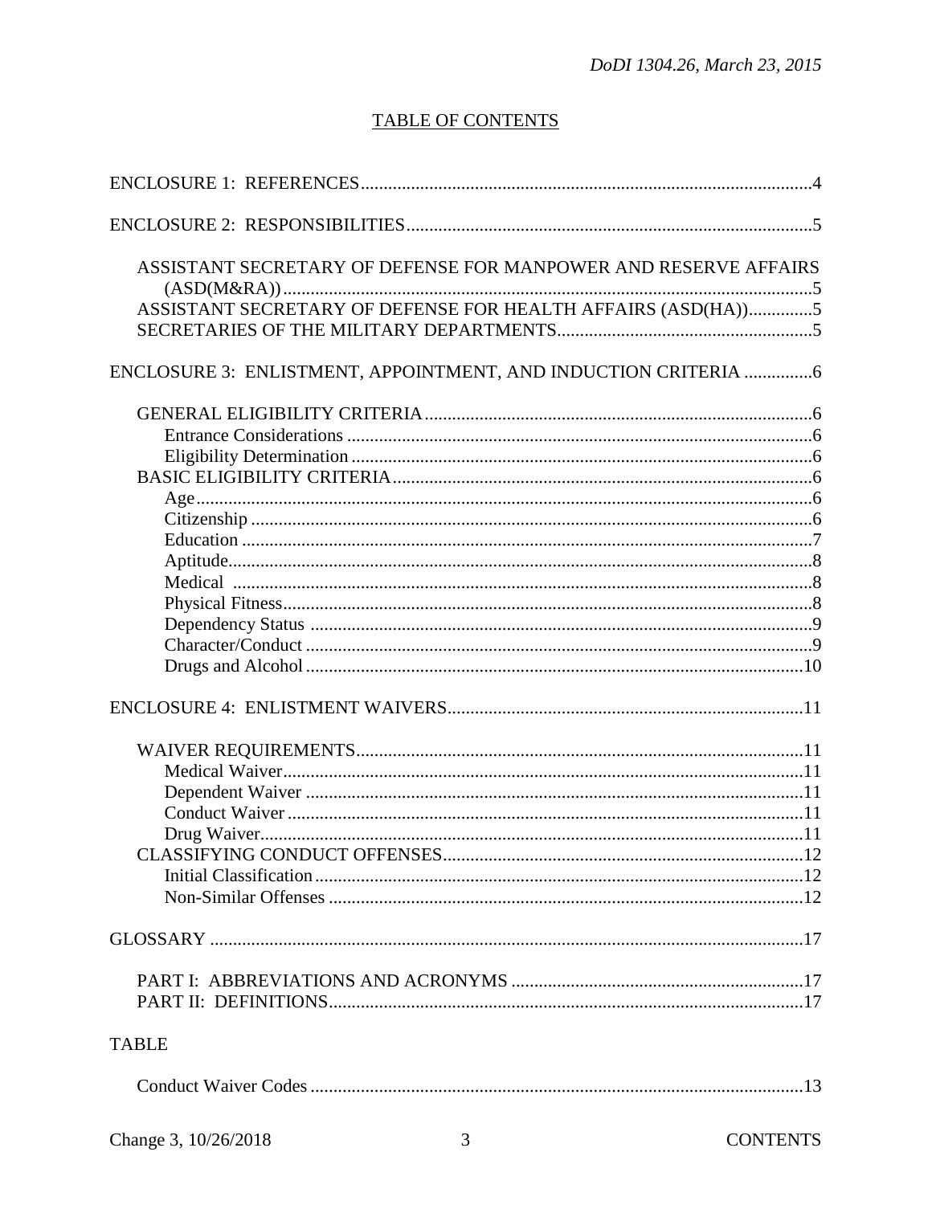## TABLE OF CONTENTS

ENCLOSURE 1: REFERENCES ....................................................................................................4

ENCLOSURE 2: RESPONSIBILITIES ........................................................................................5

- ASSISTANT SECRETARY OF DEFENSE FOR MANPOWER AND RESERVE AFFAIRS (ASD(M&RA)) ....................................................................................................5
- ASSISTANT SECRETARY OF DEFENSE FOR HEALTH AFFAIRS (ASD(HA)) ..............5
- SECRETARIES OF THE MILITARY DEPARTMENTS ........................................................5

ENCLOSURE 3: ENLISTMENT, APPOINTMENT, AND INDUCTION CRITERIA ...............6

- GENERAL ELIGIBILITY CRITERIA ....................................................................................6
  - Entrance Considerations ......................................................................................................6
  - Eligibility Determination .....................................................................................................6
- BASIC ELIGIBILITY CRITERIA ............................................................................................6
  - Age .......................................................................................................................................6
  - Citizenship ...........................................................................................................................6
  - Education .............................................................................................................................7
  - Aptitude ................................................................................................................................8
  - Medical ................................................................................................................................8
  - Physical Fitness ....................................................................................................................8
  - Dependency Status ...............................................................................................................9
  - Character/Conduct ...............................................................................................................9
  - Drugs and Alcohol ..............................................................................................................10

ENCLOSURE 4: ENLISTMENT WAIVERS .............................................................................11

- WAIVER REQUIREMENTS ..................................................................................................11
  - Medical Waiver ..................................................................................................................11
  - Dependent Waiver ..............................................................................................................11
  - Conduct Waiver ..................................................................................................................11
  - Drug Waiver ........................................................................................................................11
- CLASSIFYING CONDUCT OFFENSES ...............................................................................12
  - Initial Classification ............................................................................................................12
  - Non-Similar Offenses .........................................................................................................12

GLOSSARY ..................................................................................................................................17

- PART I: ABBREVIATIONS AND ACRONYMS ................................................................17
- PART II: DEFINITIONS ........................................................................................................17

TABLE

- Conduct Waiver Codes ............................................................................................................13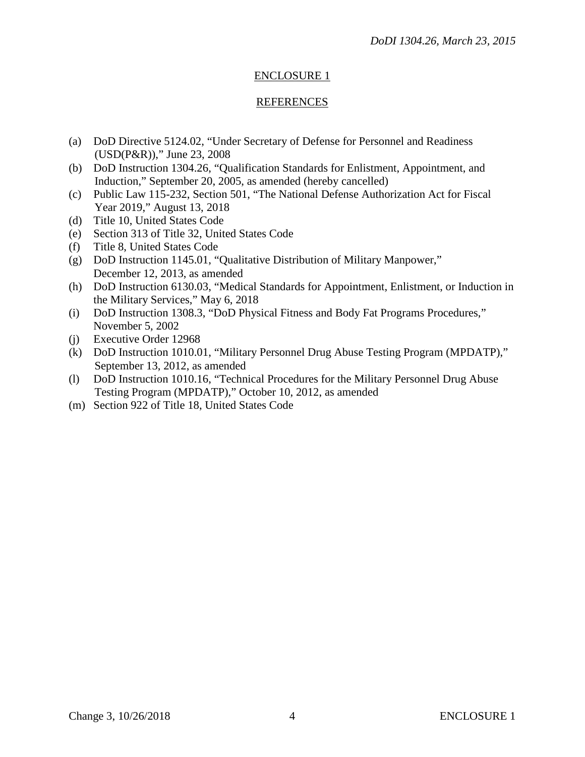## ENCLOSURE 1

## REFERENCES

(a) DoD Directive 5124.02, "Under Secretary of Defense for Personnel and Readiness (USD(P&R))," June 23, 2008

(b) DoD Instruction 1304.26, "Qualification Standards for Enlistment, Appointment, and Induction," September 20, 2005, as amended (hereby cancelled)

(c) Public Law 115-232, Section 501, "The National Defense Authorization Act for Fiscal Year 2019," August 13, 2018

(d) Title 10, United States Code

(e) Section 313 of Title 32, United States Code

(f) Title 8, United States Code

(g) DoD Instruction 1145.01, "Qualitative Distribution of Military Manpower," December 12, 2013, as amended

(h) DoD Instruction 6130.03, "Medical Standards for Appointment, Enlistment, or Induction in the Military Services," May 6, 2018

(i) DoD Instruction 1308.3, "DoD Physical Fitness and Body Fat Programs Procedures," November 5, 2002

(j) Executive Order 12968

(k) DoD Instruction 1010.01, "Military Personnel Drug Abuse Testing Program (MPDATP)," September 13, 2012, as amended

(l) DoD Instruction 1010.16, "Technical Procedures for the Military Personnel Drug Abuse Testing Program (MPDATP)," October 10, 2012, as amended

(m) Section 922 of Title 18, United States Code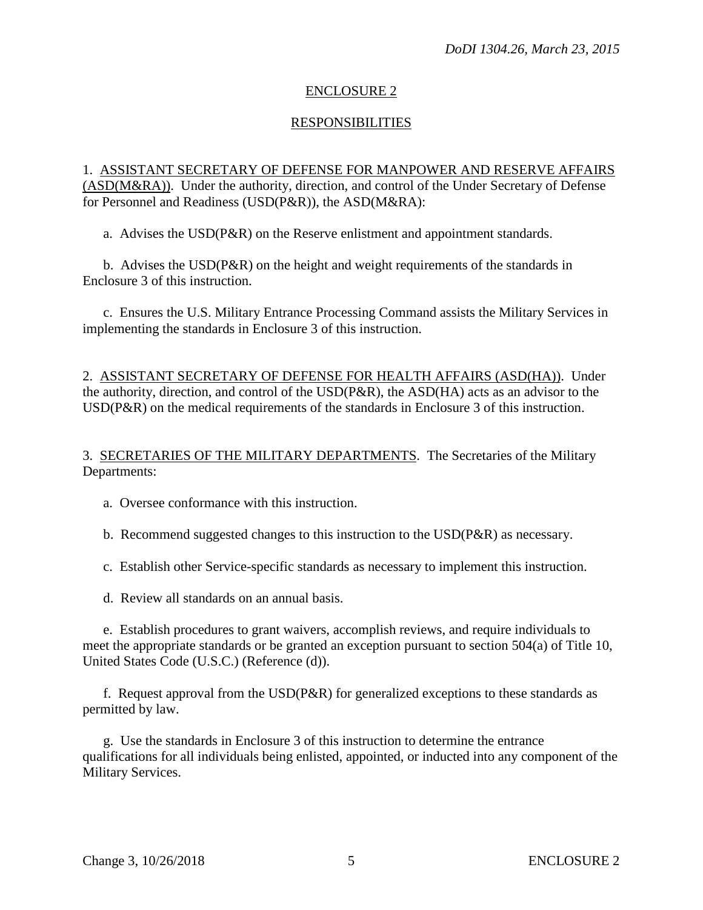## ENCLOSURE 2

## RESPONSIBILITIES

1. ASSISTANT SECRETARY OF DEFENSE FOR MANPOWER AND RESERVE AFFAIRS (ASD(M&RA)). Under the authority, direction, and control of the Under Secretary of Defense for Personnel and Readiness (USD(P&R)), the ASD(M&RA):

   a. Advises the USD(P&R) on the Reserve enlistment and appointment standards.

   b. Advises the USD(P&R) on the height and weight requirements of the standards in Enclosure 3 of this instruction.

   c. Ensures the U.S. Military Entrance Processing Command assists the Military Services in implementing the standards in Enclosure 3 of this instruction.

2. ASSISTANT SECRETARY OF DEFENSE FOR HEALTH AFFAIRS (ASD(HA)). Under the authority, direction, and control of the USD(P&R), the ASD(HA) acts as an advisor to the USD(P&R) on the medical requirements of the standards in Enclosure 3 of this instruction.

3. SECRETARIES OF THE MILITARY DEPARTMENTS. The Secretaries of the Military Departments:

   a. Oversee conformance with this instruction.

   b. Recommend suggested changes to this instruction to the USD(P&R) as necessary.

   c. Establish other Service-specific standards as necessary to implement this instruction.

   d. Review all standards on an annual basis.

   e. Establish procedures to grant waivers, accomplish reviews, and require individuals to meet the appropriate standards or be granted an exception pursuant to section 504(a) of Title 10, United States Code (U.S.C.) (Reference (d)).

   f. Request approval from the USD(P&R) for generalized exceptions to these standards as permitted by law.

   g. Use the standards in Enclosure 3 of this instruction to determine the entrance qualifications for all individuals being enlisted, appointed, or inducted into any component of the Military Services.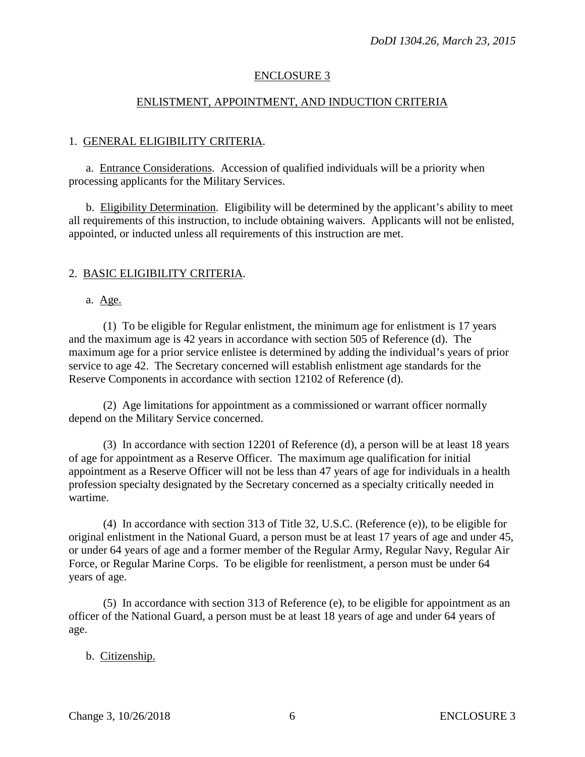## ENCLOSURE 3

## ENLISTMENT, APPOINTMENT, AND INDUCTION CRITERIA

### 1. GENERAL ELIGIBILITY CRITERIA.

a. Entrance Considerations. Accession of qualified individuals will be a priority when processing applicants for the Military Services.

b. Eligibility Determination. Eligibility will be determined by the applicant's ability to meet all requirements of this instruction, to include obtaining waivers. Applicants will not be enlisted, appointed, or inducted unless all requirements of this instruction are met.

### 2. BASIC ELIGIBILITY CRITERIA.

a. Age.

(1) To be eligible for Regular enlistment, the minimum age for enlistment is 17 years and the maximum age is 42 years in accordance with section 505 of Reference (d). The maximum age for a prior service enlistee is determined by adding the individual's years of prior service to age 42. The Secretary concerned will establish enlistment age standards for the Reserve Components in accordance with section 12102 of Reference (d).

(2) Age limitations for appointment as a commissioned or warrant officer normally depend on the Military Service concerned.

(3) In accordance with section 12201 of Reference (d), a person will be at least 18 years of age for appointment as a Reserve Officer. The maximum age qualification for initial appointment as a Reserve Officer will not be less than 47 years of age for individuals in a health profession specialty designated by the Secretary concerned as a specialty critically needed in wartime.

(4) In accordance with section 313 of Title 32, U.S.C. (Reference (e)), to be eligible for original enlistment in the National Guard, a person must be at least 17 years of age and under 45, or under 64 years of age and a former member of the Regular Army, Regular Navy, Regular Air Force, or Regular Marine Corps. To be eligible for reenlistment, a person must be under 64 years of age.

(5) In accordance with section 313 of Reference (e), to be eligible for appointment as an officer of the National Guard, a person must be at least 18 years of age and under 64 years of age.

b. Citizenship.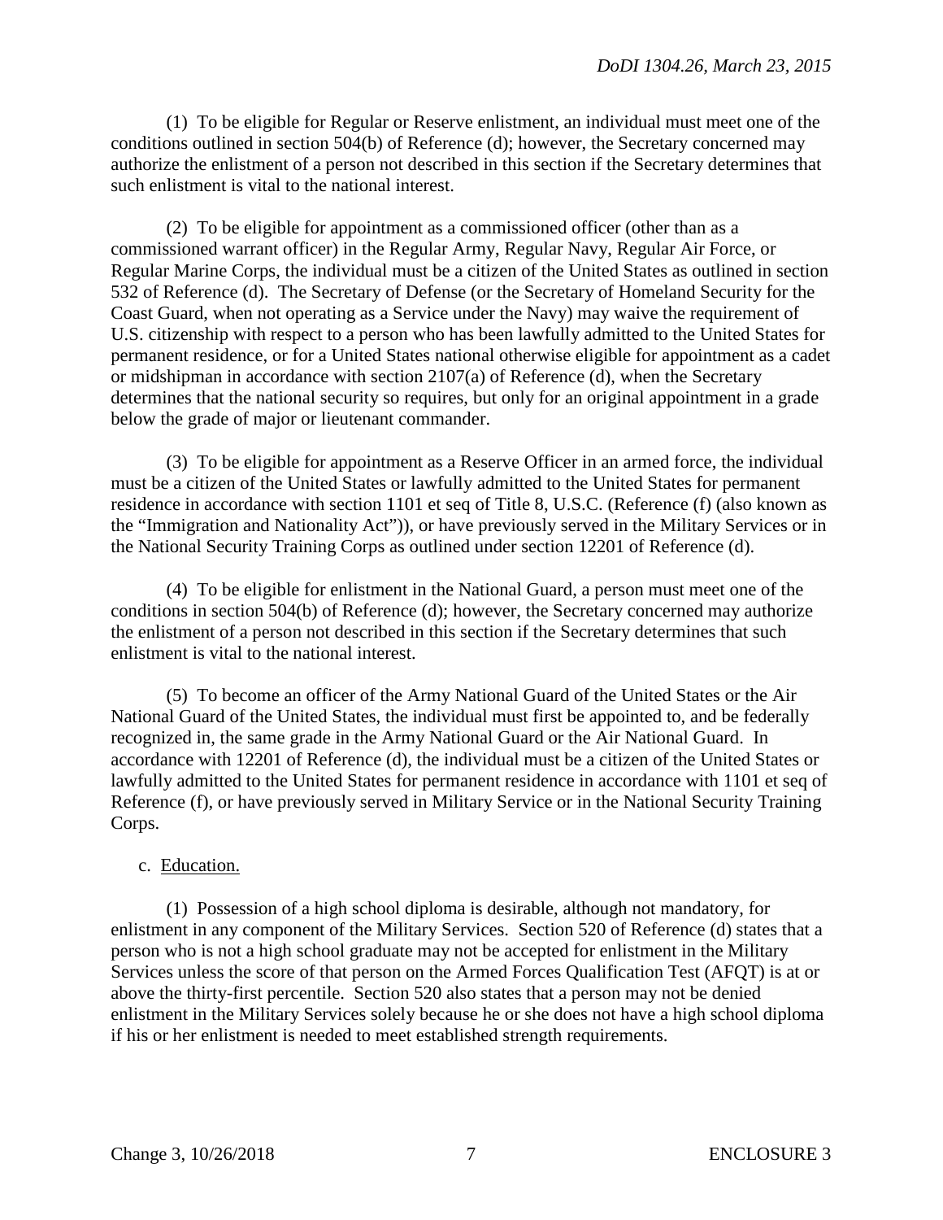(1) To be eligible for Regular or Reserve enlistment, an individual must meet one of the conditions outlined in section 504(b) of Reference (d); however, the Secretary concerned may authorize the enlistment of a person not described in this section if the Secretary determines that such enlistment is vital to the national interest.

(2) To be eligible for appointment as a commissioned officer (other than as a commissioned warrant officer) in the Regular Army, Regular Navy, Regular Air Force, or Regular Marine Corps, the individual must be a citizen of the United States as outlined in section 532 of Reference (d). The Secretary of Defense (or the Secretary of Homeland Security for the Coast Guard, when not operating as a Service under the Navy) may waive the requirement of U.S. citizenship with respect to a person who has been lawfully admitted to the United States for permanent residence, or for a United States national otherwise eligible for appointment as a cadet or midshipman in accordance with section 2107(a) of Reference (d), when the Secretary determines that the national security so requires, but only for an original appointment in a grade below the grade of major or lieutenant commander.

(3) To be eligible for appointment as a Reserve Officer in an armed force, the individual must be a citizen of the United States or lawfully admitted to the United States for permanent residence in accordance with section 1101 et seq of Title 8, U.S.C. (Reference (f) (also known as the "Immigration and Nationality Act")), or have previously served in the Military Services or in the National Security Training Corps as outlined under section 12201 of Reference (d).

(4) To be eligible for enlistment in the National Guard, a person must meet one of the conditions in section 504(b) of Reference (d); however, the Secretary concerned may authorize the enlistment of a person not described in this section if the Secretary determines that such enlistment is vital to the national interest.

(5) To become an officer of the Army National Guard of the United States or the Air National Guard of the United States, the individual must first be appointed to, and be federally recognized in, the same grade in the Army National Guard or the Air National Guard. In accordance with 12201 of Reference (d), the individual must be a citizen of the United States or lawfully admitted to the United States for permanent residence in accordance with 1101 et seq of Reference (f), or have previously served in Military Service or in the National Security Training Corps.

c. Education.

(1) Possession of a high school diploma is desirable, although not mandatory, for enlistment in any component of the Military Services. Section 520 of Reference (d) states that a person who is not a high school graduate may not be accepted for enlistment in the Military Services unless the score of that person on the Armed Forces Qualification Test (AFQT) is at or above the thirty-first percentile. Section 520 also states that a person may not be denied enlistment in the Military Services solely because he or she does not have a high school diploma if his or her enlistment is needed to meet established strength requirements.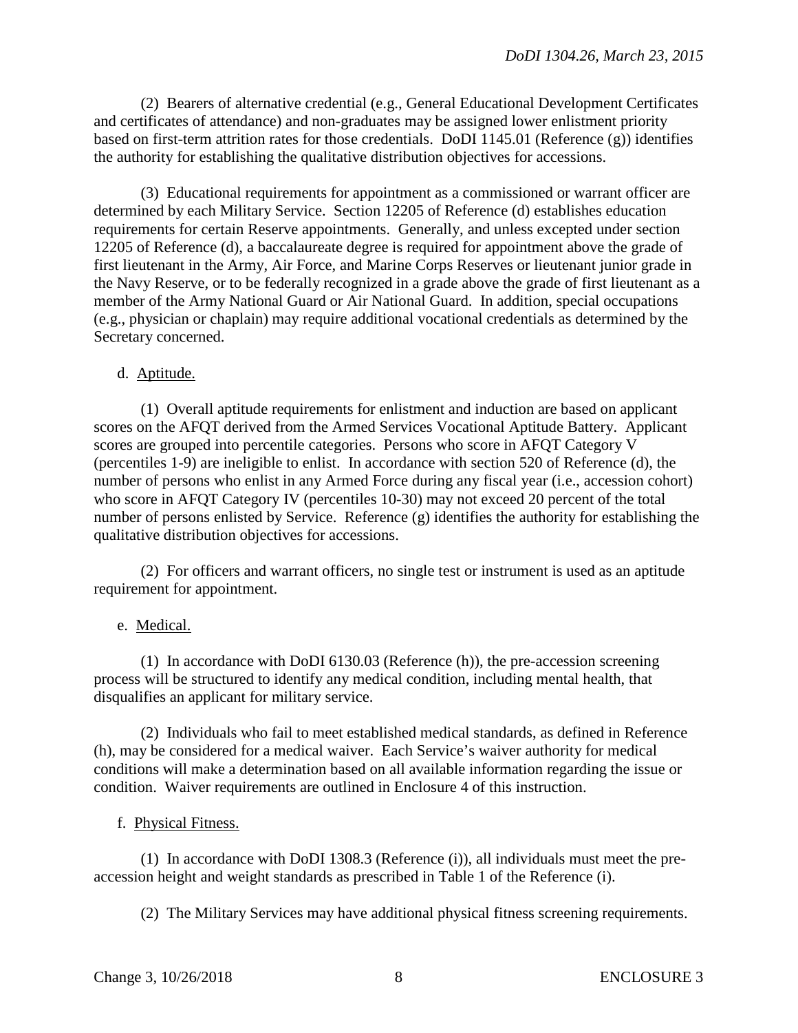(2) Bearers of alternative credential (e.g., General Educational Development Certificates and certificates of attendance) and non-graduates may be assigned lower enlistment priority based on first-term attrition rates for those credentials. DoDI 1145.01 (Reference (g)) identifies the authority for establishing the qualitative distribution objectives for accessions.

(3) Educational requirements for appointment as a commissioned or warrant officer are determined by each Military Service. Section 12205 of Reference (d) establishes education requirements for certain Reserve appointments. Generally, and unless excepted under section 12205 of Reference (d), a baccalaureate degree is required for appointment above the grade of first lieutenant in the Army, Air Force, and Marine Corps Reserves or lieutenant junior grade in the Navy Reserve, or to be federally recognized in a grade above the grade of first lieutenant as a member of the Army National Guard or Air National Guard. In addition, special occupations (e.g., physician or chaplain) may require additional vocational credentials as determined by the Secretary concerned.

d. Aptitude.

(1) Overall aptitude requirements for enlistment and induction are based on applicant scores on the AFQT derived from the Armed Services Vocational Aptitude Battery. Applicant scores are grouped into percentile categories. Persons who score in AFQT Category V (percentiles 1-9) are ineligible to enlist. In accordance with section 520 of Reference (d), the number of persons who enlist in any Armed Force during any fiscal year (i.e., accession cohort) who score in AFQT Category IV (percentiles 10-30) may not exceed 20 percent of the total number of persons enlisted by Service. Reference (g) identifies the authority for establishing the qualitative distribution objectives for accessions.

(2) For officers and warrant officers, no single test or instrument is used as an aptitude requirement for appointment.

e. Medical.

(1) In accordance with DoDI 6130.03 (Reference (h)), the pre-accession screening process will be structured to identify any medical condition, including mental health, that disqualifies an applicant for military service.

(2) Individuals who fail to meet established medical standards, as defined in Reference (h), may be considered for a medical waiver. Each Service's waiver authority for medical conditions will make a determination based on all available information regarding the issue or condition. Waiver requirements are outlined in Enclosure 4 of this instruction.

f. Physical Fitness.

(1) In accordance with DoDI 1308.3 (Reference (i)), all individuals must meet the pre-accession height and weight standards as prescribed in Table 1 of the Reference (i).

(2) The Military Services may have additional physical fitness screening requirements.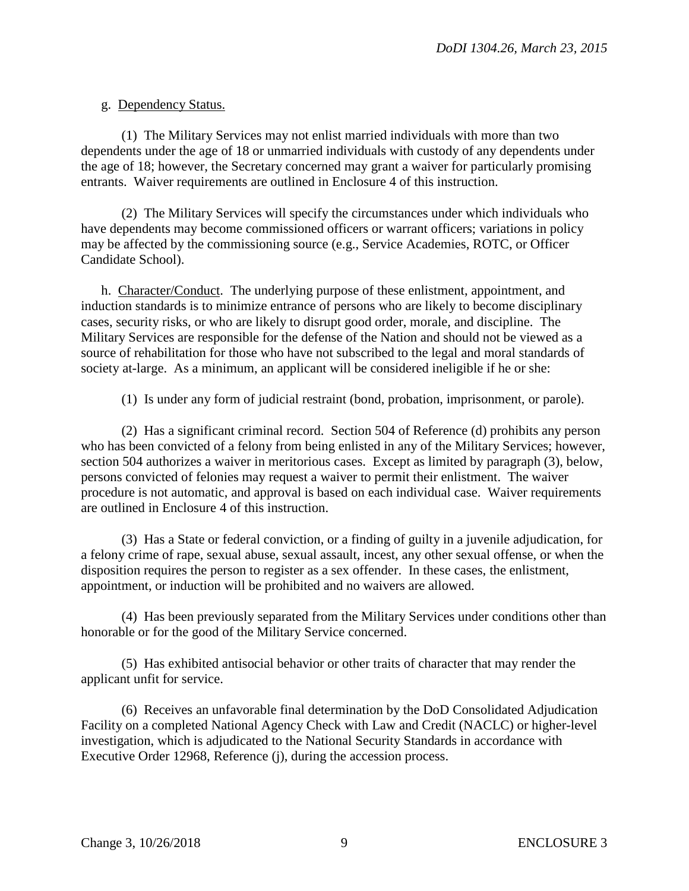g. <u>Dependency Status.</u>

(1) The Military Services may not enlist married individuals with more than two dependents under the age of 18 or unmarried individuals with custody of any dependents under the age of 18; however, the Secretary concerned may grant a waiver for particularly promising entrants. Waiver requirements are outlined in Enclosure 4 of this instruction.

(2) The Military Services will specify the circumstances under which individuals who have dependents may become commissioned officers or warrant officers; variations in policy may be affected by the commissioning source (e.g., Service Academies, ROTC, or Officer Candidate School).

h. <u>Character/Conduct</u>. The underlying purpose of these enlistment, appointment, and induction standards is to minimize entrance of persons who are likely to become disciplinary cases, security risks, or who are likely to disrupt good order, morale, and discipline. The Military Services are responsible for the defense of the Nation and should not be viewed as a source of rehabilitation for those who have not subscribed to the legal and moral standards of society at-large. As a minimum, an applicant will be considered ineligible if he or she:

(1) Is under any form of judicial restraint (bond, probation, imprisonment, or parole).

(2) Has a significant criminal record. Section 504 of Reference (d) prohibits any person who has been convicted of a felony from being enlisted in any of the Military Services; however, section 504 authorizes a waiver in meritorious cases. Except as limited by paragraph (3), below, persons convicted of felonies may request a waiver to permit their enlistment. The waiver procedure is not automatic, and approval is based on each individual case. Waiver requirements are outlined in Enclosure 4 of this instruction.

(3) Has a State or federal conviction, or a finding of guilty in a juvenile adjudication, for a felony crime of rape, sexual abuse, sexual assault, incest, any other sexual offense, or when the disposition requires the person to register as a sex offender. In these cases, the enlistment, appointment, or induction will be prohibited and no waivers are allowed.

(4) Has been previously separated from the Military Services under conditions other than honorable or for the good of the Military Service concerned.

(5) Has exhibited antisocial behavior or other traits of character that may render the applicant unfit for service.

(6) Receives an unfavorable final determination by the DoD Consolidated Adjudication Facility on a completed National Agency Check with Law and Credit (NACLC) or higher-level investigation, which is adjudicated to the National Security Standards in accordance with Executive Order 12968, Reference (j), during the accession process.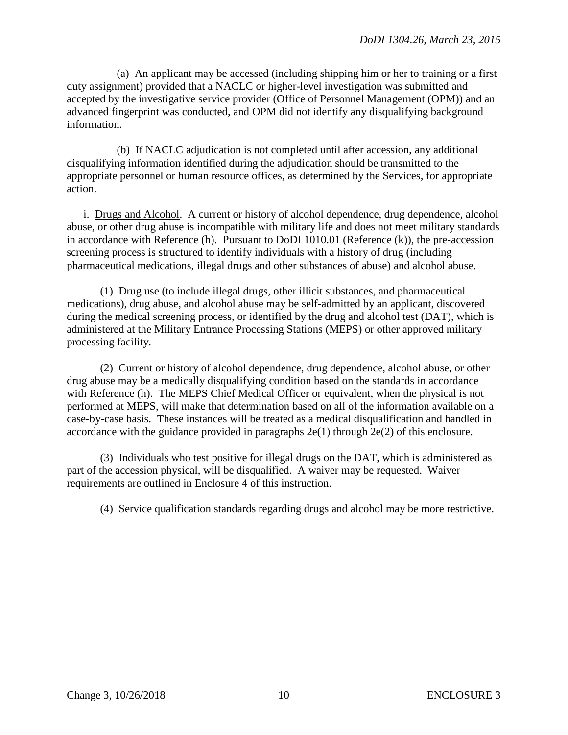(a) An applicant may be accessed (including shipping him or her to training or a first duty assignment) provided that a NACLC or higher-level investigation was submitted and accepted by the investigative service provider (Office of Personnel Management (OPM)) and an advanced fingerprint was conducted, and OPM did not identify any disqualifying background information.

(b) If NACLC adjudication is not completed until after accession, any additional disqualifying information identified during the adjudication should be transmitted to the appropriate personnel or human resource offices, as determined by the Services, for appropriate action.

i. Drugs and Alcohol. A current or history of alcohol dependence, drug dependence, alcohol abuse, or other drug abuse is incompatible with military life and does not meet military standards in accordance with Reference (h). Pursuant to DoDI 1010.01 (Reference (k)), the pre-accession screening process is structured to identify individuals with a history of drug (including pharmaceutical medications, illegal drugs and other substances of abuse) and alcohol abuse.

(1) Drug use (to include illegal drugs, other illicit substances, and pharmaceutical medications), drug abuse, and alcohol abuse may be self-admitted by an applicant, discovered during the medical screening process, or identified by the drug and alcohol test (DAT), which is administered at the Military Entrance Processing Stations (MEPS) or other approved military processing facility.

(2) Current or history of alcohol dependence, drug dependence, alcohol abuse, or other drug abuse may be a medically disqualifying condition based on the standards in accordance with Reference (h). The MEPS Chief Medical Officer or equivalent, when the physical is not performed at MEPS, will make that determination based on all of the information available on a case-by-case basis. These instances will be treated as a medical disqualification and handled in accordance with the guidance provided in paragraphs 2e(1) through 2e(2) of this enclosure.

(3) Individuals who test positive for illegal drugs on the DAT, which is administered as part of the accession physical, will be disqualified. A waiver may be requested. Waiver requirements are outlined in Enclosure 4 of this instruction.

(4) Service qualification standards regarding drugs and alcohol may be more restrictive.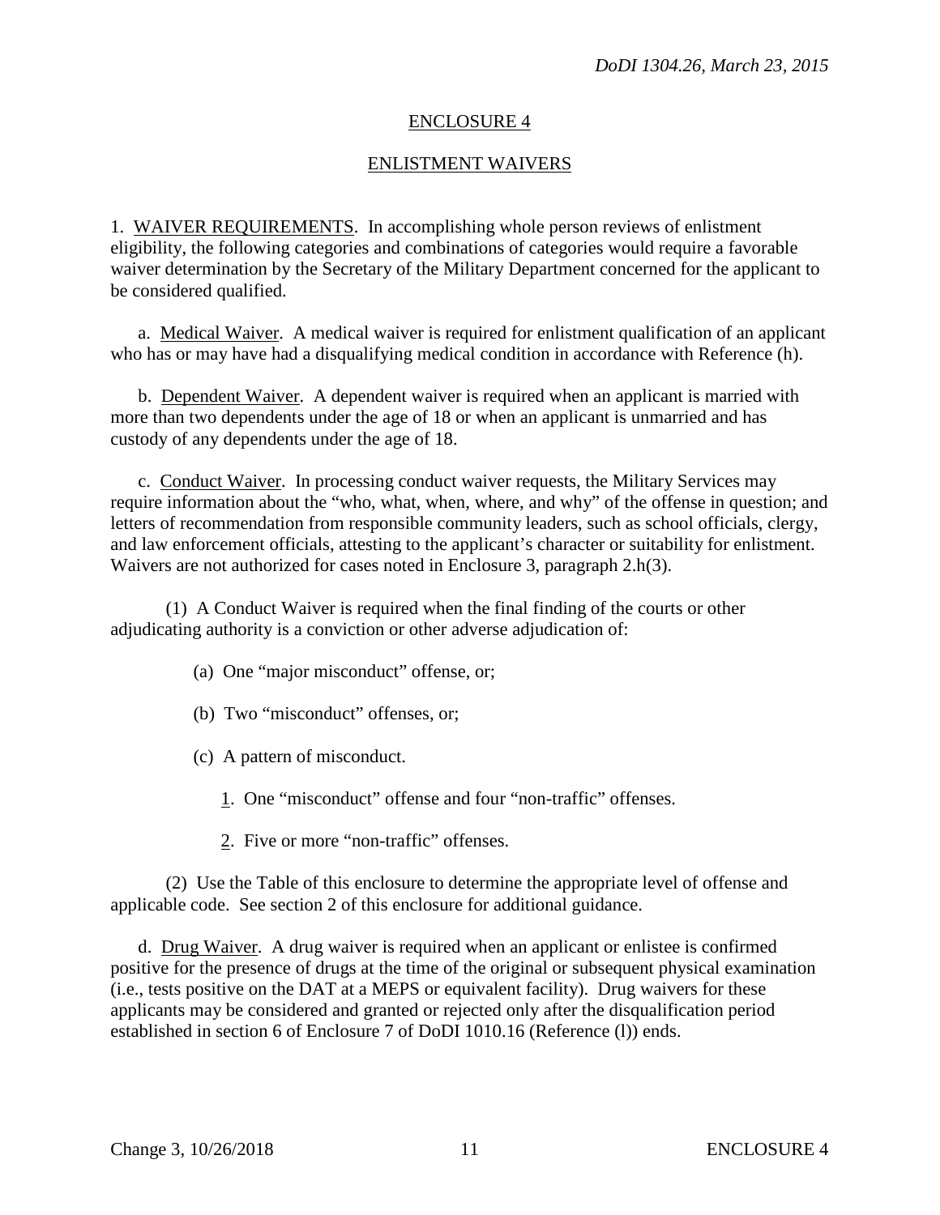## ENCLOSURE 4

## ENLISTMENT WAIVERS

1. WAIVER REQUIREMENTS. In accomplishing whole person reviews of enlistment eligibility, the following categories and combinations of categories would require a favorable waiver determination by the Secretary of the Military Department concerned for the applicant to be considered qualified.

a. Medical Waiver. A medical waiver is required for enlistment qualification of an applicant who has or may have had a disqualifying medical condition in accordance with Reference (h).

b. Dependent Waiver. A dependent waiver is required when an applicant is married with more than two dependents under the age of 18 or when an applicant is unmarried and has custody of any dependents under the age of 18.

c. Conduct Waiver. In processing conduct waiver requests, the Military Services may require information about the "who, what, when, where, and why" of the offense in question; and letters of recommendation from responsible community leaders, such as school officials, clergy, and law enforcement officials, attesting to the applicant's character or suitability for enlistment. Waivers are not authorized for cases noted in Enclosure 3, paragraph 2.h(3).

(1) A Conduct Waiver is required when the final finding of the courts or other adjudicating authority is a conviction or other adverse adjudication of:

(a) One "major misconduct" offense, or;

(b) Two "misconduct" offenses, or;

(c) A pattern of misconduct.

1. One "misconduct" offense and four "non-traffic" offenses.

2. Five or more "non-traffic" offenses.

(2) Use the Table of this enclosure to determine the appropriate level of offense and applicable code. See section 2 of this enclosure for additional guidance.

d. Drug Waiver. A drug waiver is required when an applicant or enlistee is confirmed positive for the presence of drugs at the time of the original or subsequent physical examination (i.e., tests positive on the DAT at a MEPS or equivalent facility). Drug waivers for these applicants may be considered and granted or rejected only after the disqualification period established in section 6 of Enclosure 7 of DoDI 1010.16 (Reference (l)) ends.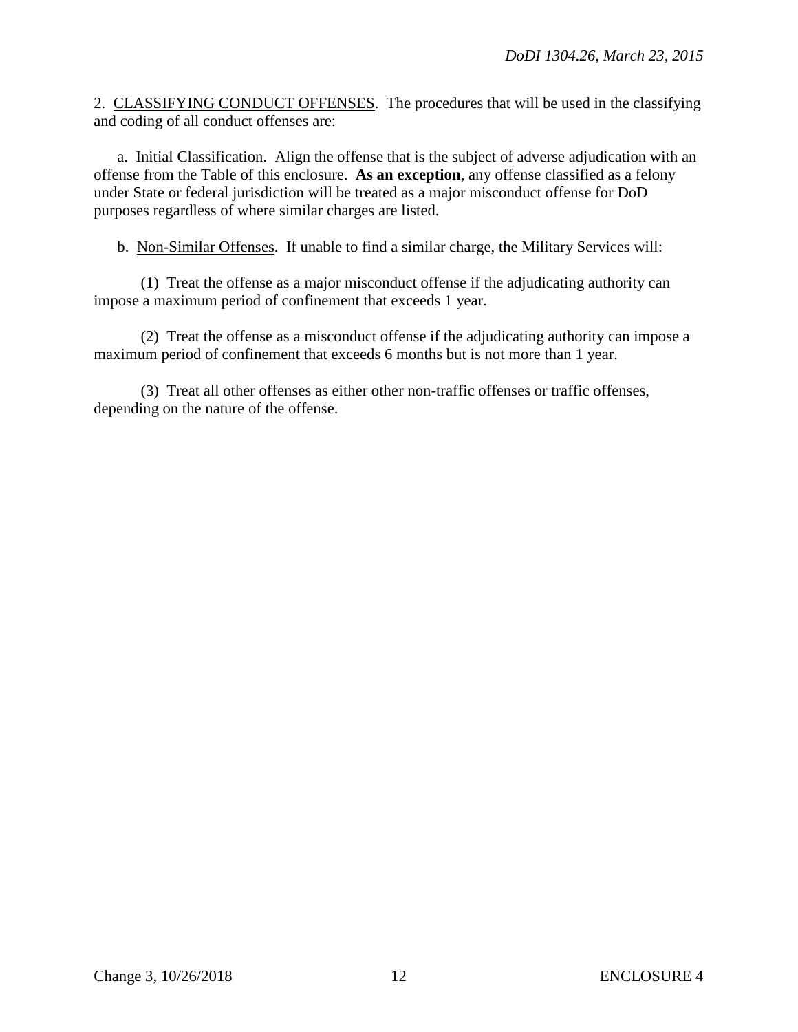2. <u>CLASSIFYING CONDUCT OFFENSES</u>. The procedures that will be used in the classifying and coding of all conduct offenses are:

a. <u>Initial Classification</u>. Align the offense that is the subject of adverse adjudication with an offense from the Table of this enclosure. **As an exception**, any offense classified as a felony under State or federal jurisdiction will be treated as a major misconduct offense for DoD purposes regardless of where similar charges are listed.

b. <u>Non-Similar Offenses</u>. If unable to find a similar charge, the Military Services will:

(1) Treat the offense as a major misconduct offense if the adjudicating authority can impose a maximum period of confinement that exceeds 1 year.

(2) Treat the offense as a misconduct offense if the adjudicating authority can impose a maximum period of confinement that exceeds 6 months but is not more than 1 year.

(3) Treat all other offenses as either other non-traffic offenses or traffic offenses, depending on the nature of the offense.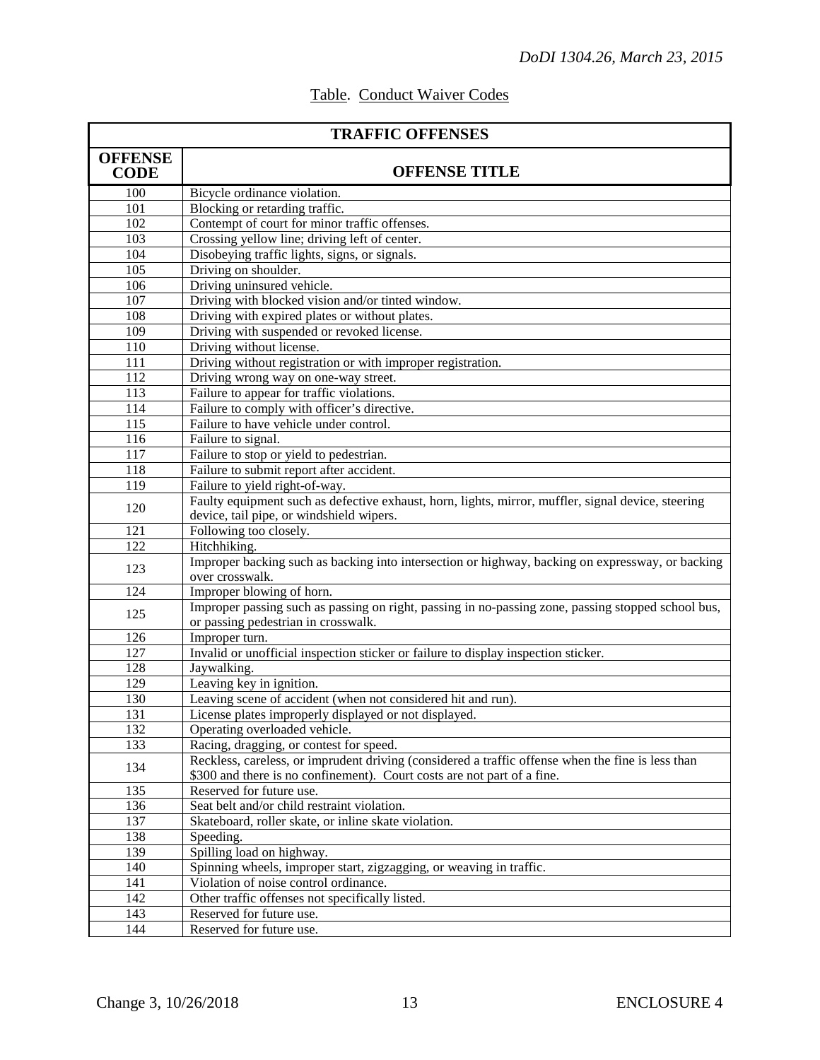Table. Conduct Waiver Codes

| TRAFFIC OFFENSES | |
|---|---|
| **OFFENSE CODE** | **OFFENSE TITLE** |
| 100 | Bicycle ordinance violation. |
| 101 | Blocking or retarding traffic. |
| 102 | Contempt of court for minor traffic offenses. |
| 103 | Crossing yellow line; driving left of center. |
| 104 | Disobeying traffic lights, signs, or signals. |
| 105 | Driving on shoulder. |
| 106 | Driving uninsured vehicle. |
| 107 | Driving with blocked vision and/or tinted window. |
| 108 | Driving with expired plates or without plates. |
| 109 | Driving with suspended or revoked license. |
| 110 | Driving without license. |
| 111 | Driving without registration or with improper registration. |
| 112 | Driving wrong way on one-way street. |
| 113 | Failure to appear for traffic violations. |
| 114 | Failure to comply with officer's directive. |
| 115 | Failure to have vehicle under control. |
| 116 | Failure to signal. |
| 117 | Failure to stop or yield to pedestrian. |
| 118 | Failure to submit report after accident. |
| 119 | Failure to yield right-of-way. |
| 120 | Faulty equipment such as defective exhaust, horn, lights, mirror, muffler, signal device, steering device, tail pipe, or windshield wipers. |
| 121 | Following too closely. |
| 122 | Hitchhiking. |
| 123 | Improper backing such as backing into intersection or highway, backing on expressway, or backing over crosswalk. |
| 124 | Improper blowing of horn. |
| 125 | Improper passing such as passing on right, passing in no-passing zone, passing stopped school bus, or passing pedestrian in crosswalk. |
| 126 | Improper turn. |
| 127 | Invalid or unofficial inspection sticker or failure to display inspection sticker. |
| 128 | Jaywalking. |
| 129 | Leaving key in ignition. |
| 130 | Leaving scene of accident (when not considered hit and run). |
| 131 | License plates improperly displayed or not displayed. |
| 132 | Operating overloaded vehicle. |
| 133 | Racing, dragging, or contest for speed. |
| 134 | Reckless, careless, or imprudent driving (considered a traffic offense when the fine is less than $300 and there is no confinement). Court costs are not part of a fine. |
| 135 | Reserved for future use. |
| 136 | Seat belt and/or child restraint violation. |
| 137 | Skateboard, roller skate, or inline skate violation. |
| 138 | Speeding. |
| 139 | Spilling load on highway. |
| 140 | Spinning wheels, improper start, zigzagging, or weaving in traffic. |
| 141 | Violation of noise control ordinance. |
| 142 | Other traffic offenses not specifically listed. |
| 143 | Reserved for future use. |
| 144 | Reserved for future use. |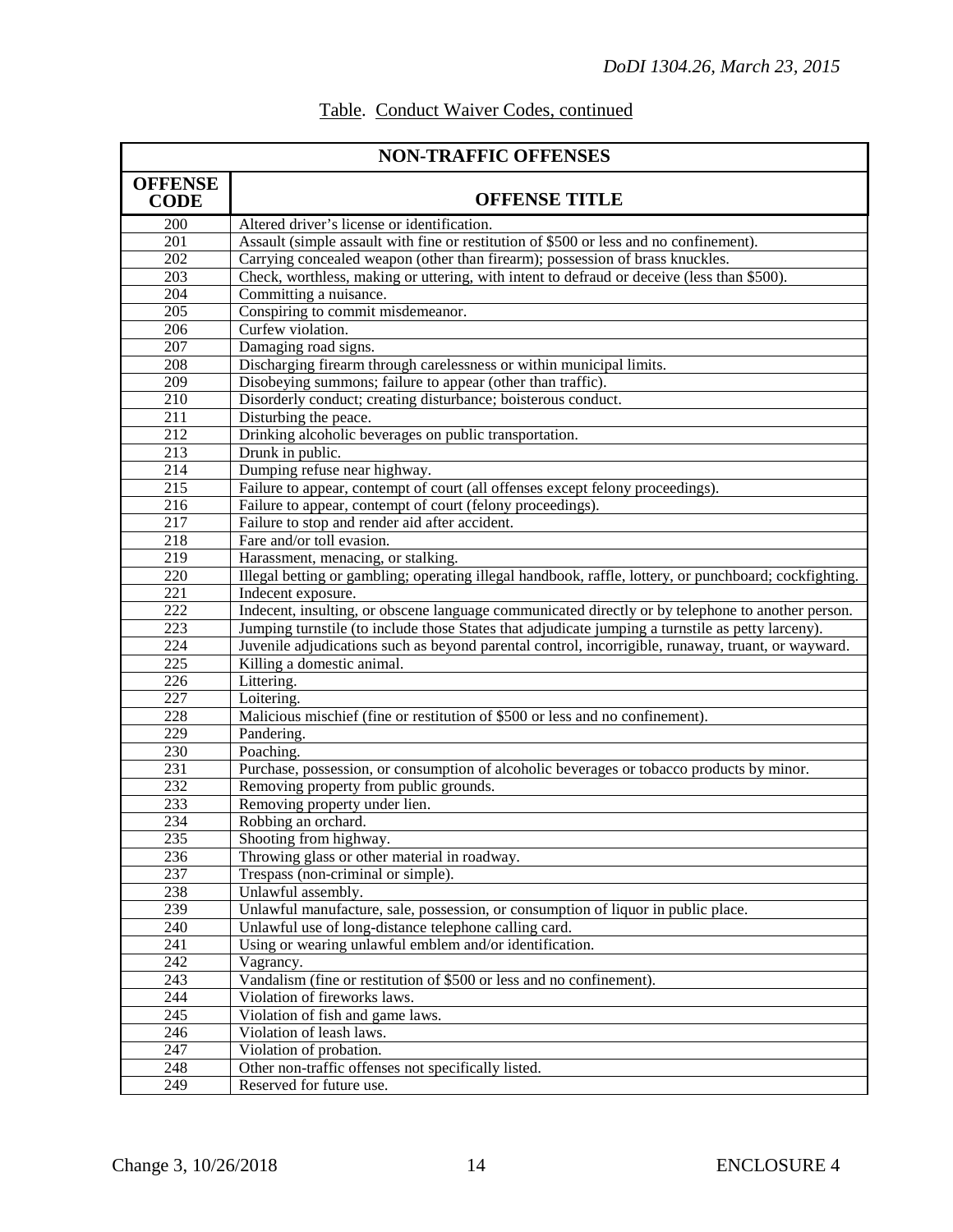Table. Conduct Waiver Codes, continued

| NON-TRAFFIC OFFENSES | |
|---|---|
| **OFFENSE CODE** | **OFFENSE TITLE** |
| 200 | Altered driver's license or identification. |
| 201 | Assault (simple assault with fine or restitution of $500 or less and no confinement). |
| 202 | Carrying concealed weapon (other than firearm); possession of brass knuckles. |
| 203 | Check, worthless, making or uttering, with intent to defraud or deceive (less than $500). |
| 204 | Committing a nuisance. |
| 205 | Conspiring to commit misdemeanor. |
| 206 | Curfew violation. |
| 207 | Damaging road signs. |
| 208 | Discharging firearm through carelessness or within municipal limits. |
| 209 | Disobeying summons; failure to appear (other than traffic). |
| 210 | Disorderly conduct; creating disturbance; boisterous conduct. |
| 211 | Disturbing the peace. |
| 212 | Drinking alcoholic beverages on public transportation. |
| 213 | Drunk in public. |
| 214 | Dumping refuse near highway. |
| 215 | Failure to appear, contempt of court (all offenses except felony proceedings). |
| 216 | Failure to appear, contempt of court (felony proceedings). |
| 217 | Failure to stop and render aid after accident. |
| 218 | Fare and/or toll evasion. |
| 219 | Harassment, menacing, or stalking. |
| 220 | Illegal betting or gambling; operating illegal handbook, raffle, lottery, or punchboard; cockfighting. |
| 221 | Indecent exposure. |
| 222 | Indecent, insulting, or obscene language communicated directly or by telephone to another person. |
| 223 | Jumping turnstile (to include those States that adjudicate jumping a turnstile as petty larceny). |
| 224 | Juvenile adjudications such as beyond parental control, incorrigible, runaway, truant, or wayward. |
| 225 | Killing a domestic animal. |
| 226 | Littering. |
| 227 | Loitering. |
| 228 | Malicious mischief (fine or restitution of $500 or less and no confinement). |
| 229 | Pandering. |
| 230 | Poaching. |
| 231 | Purchase, possession, or consumption of alcoholic beverages or tobacco products by minor. |
| 232 | Removing property from public grounds. |
| 233 | Removing property under lien. |
| 234 | Robbing an orchard. |
| 235 | Shooting from highway. |
| 236 | Throwing glass or other material in roadway. |
| 237 | Trespass (non-criminal or simple). |
| 238 | Unlawful assembly. |
| 239 | Unlawful manufacture, sale, possession, or consumption of liquor in public place. |
| 240 | Unlawful use of long-distance telephone calling card. |
| 241 | Using or wearing unlawful emblem and/or identification. |
| 242 | Vagrancy. |
| 243 | Vandalism (fine or restitution of $500 or less and no confinement). |
| 244 | Violation of fireworks laws. |
| 245 | Violation of fish and game laws. |
| 246 | Violation of leash laws. |
| 247 | Violation of probation. |
| 248 | Other non-traffic offenses not specifically listed. |
| 249 | Reserved for future use. |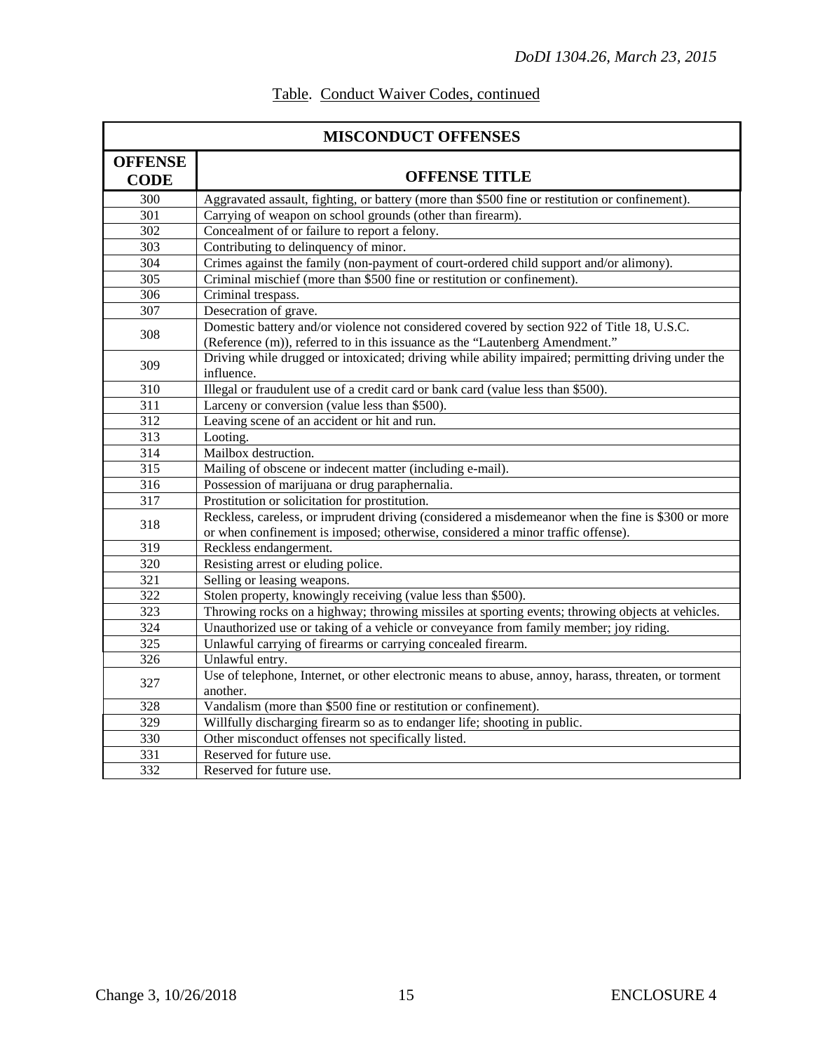Table. Conduct Waiver Codes, continued

| MISCONDUCT OFFENSES | |
|---|---|
| **OFFENSE CODE** | **OFFENSE TITLE** |
| 300 | Aggravated assault, fighting, or battery (more than $500 fine or restitution or confinement). |
| 301 | Carrying of weapon on school grounds (other than firearm). |
| 302 | Concealment of or failure to report a felony. |
| 303 | Contributing to delinquency of minor. |
| 304 | Crimes against the family (non-payment of court-ordered child support and/or alimony). |
| 305 | Criminal mischief (more than $500 fine or restitution or confinement). |
| 306 | Criminal trespass. |
| 307 | Desecration of grave. |
| 308 | Domestic battery and/or violence not considered covered by section 922 of Title 18, U.S.C. (Reference (m)), referred to in this issuance as the "Lautenberg Amendment." |
| 309 | Driving while drugged or intoxicated; driving while ability impaired; permitting driving under the influence. |
| 310 | Illegal or fraudulent use of a credit card or bank card (value less than $500). |
| 311 | Larceny or conversion (value less than $500). |
| 312 | Leaving scene of an accident or hit and run. |
| 313 | Looting. |
| 314 | Mailbox destruction. |
| 315 | Mailing of obscene or indecent matter (including e-mail). |
| 316 | Possession of marijuana or drug paraphernalia. |
| 317 | Prostitution or solicitation for prostitution. |
| 318 | Reckless, careless, or imprudent driving (considered a misdemeanor when the fine is $300 or more or when confinement is imposed; otherwise, considered a minor traffic offense). |
| 319 | Reckless endangerment. |
| 320 | Resisting arrest or eluding police. |
| 321 | Selling or leasing weapons. |
| 322 | Stolen property, knowingly receiving (value less than $500). |
| 323 | Throwing rocks on a highway; throwing missiles at sporting events; throwing objects at vehicles. |
| 324 | Unauthorized use or taking of a vehicle or conveyance from family member; joy riding. |
| 325 | Unlawful carrying of firearms or carrying concealed firearm. |
| 326 | Unlawful entry. |
| 327 | Use of telephone, Internet, or other electronic means to abuse, annoy, harass, threaten, or torment another. |
| 328 | Vandalism (more than $500 fine or restitution or confinement). |
| 329 | Willfully discharging firearm so as to endanger life; shooting in public. |
| 330 | Other misconduct offenses not specifically listed. |
| 331 | Reserved for future use. |
| 332 | Reserved for future use. |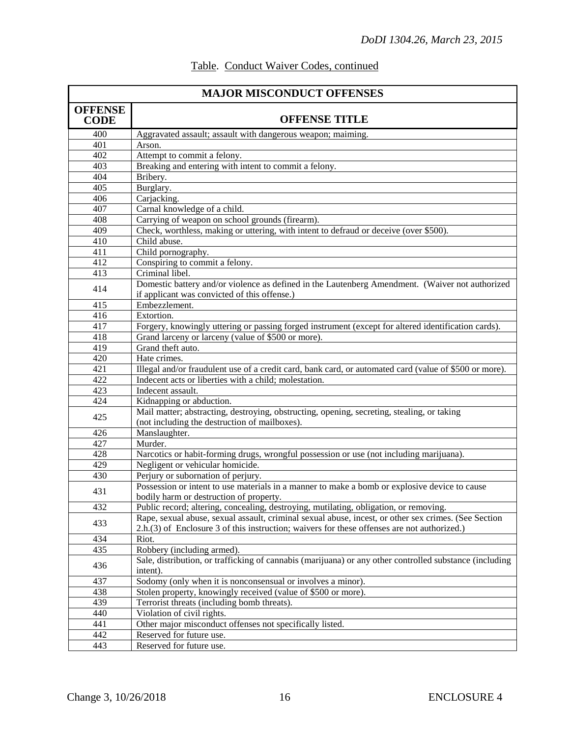Table. Conduct Waiver Codes, continued

| MAJOR MISCONDUCT OFFENSES | |
|---|---|
| **OFFENSE CODE** | **OFFENSE TITLE** |
| 400 | Aggravated assault; assault with dangerous weapon; maiming. |
| 401 | Arson. |
| 402 | Attempt to commit a felony. |
| 403 | Breaking and entering with intent to commit a felony. |
| 404 | Bribery. |
| 405 | Burglary. |
| 406 | Carjacking. |
| 407 | Carnal knowledge of a child. |
| 408 | Carrying of weapon on school grounds (firearm). |
| 409 | Check, worthless, making or uttering, with intent to defraud or deceive (over $500). |
| 410 | Child abuse. |
| 411 | Child pornography. |
| 412 | Conspiring to commit a felony. |
| 413 | Criminal libel. |
| 414 | Domestic battery and/or violence as defined in the Lautenberg Amendment. (Waiver not authorized if applicant was convicted of this offense.) |
| 415 | Embezzlement. |
| 416 | Extortion. |
| 417 | Forgery, knowingly uttering or passing forged instrument (except for altered identification cards). |
| 418 | Grand larceny or larceny (value of $500 or more). |
| 419 | Grand theft auto. |
| 420 | Hate crimes. |
| 421 | Illegal and/or fraudulent use of a credit card, bank card, or automated card (value of $500 or more). |
| 422 | Indecent acts or liberties with a child; molestation. |
| 423 | Indecent assault. |
| 424 | Kidnapping or abduction. |
| 425 | Mail matter; abstracting, destroying, obstructing, opening, secreting, stealing, or taking (not including the destruction of mailboxes). |
| 426 | Manslaughter. |
| 427 | Murder. |
| 428 | Narcotics or habit-forming drugs, wrongful possession or use (not including marijuana). |
| 429 | Negligent or vehicular homicide. |
| 430 | Perjury or subornation of perjury. |
| 431 | Possession or intent to use materials in a manner to make a bomb or explosive device to cause bodily harm or destruction of property. |
| 432 | Public record; altering, concealing, destroying, mutilating, obligation, or removing. |
| 433 | Rape, sexual abuse, sexual assault, criminal sexual abuse, incest, or other sex crimes. (See Section 2.h.(3) of Enclosure 3 of this instruction; waivers for these offenses are not authorized.) |
| 434 | Riot. |
| 435 | Robbery (including armed). |
| 436 | Sale, distribution, or trafficking of cannabis (marijuana) or any other controlled substance (including intent). |
| 437 | Sodomy (only when it is nonconsensual or involves a minor). |
| 438 | Stolen property, knowingly received (value of $500 or more). |
| 439 | Terrorist threats (including bomb threats). |
| 440 | Violation of civil rights. |
| 441 | Other major misconduct offenses not specifically listed. |
| 442 | Reserved for future use. |
| 443 | Reserved for future use. |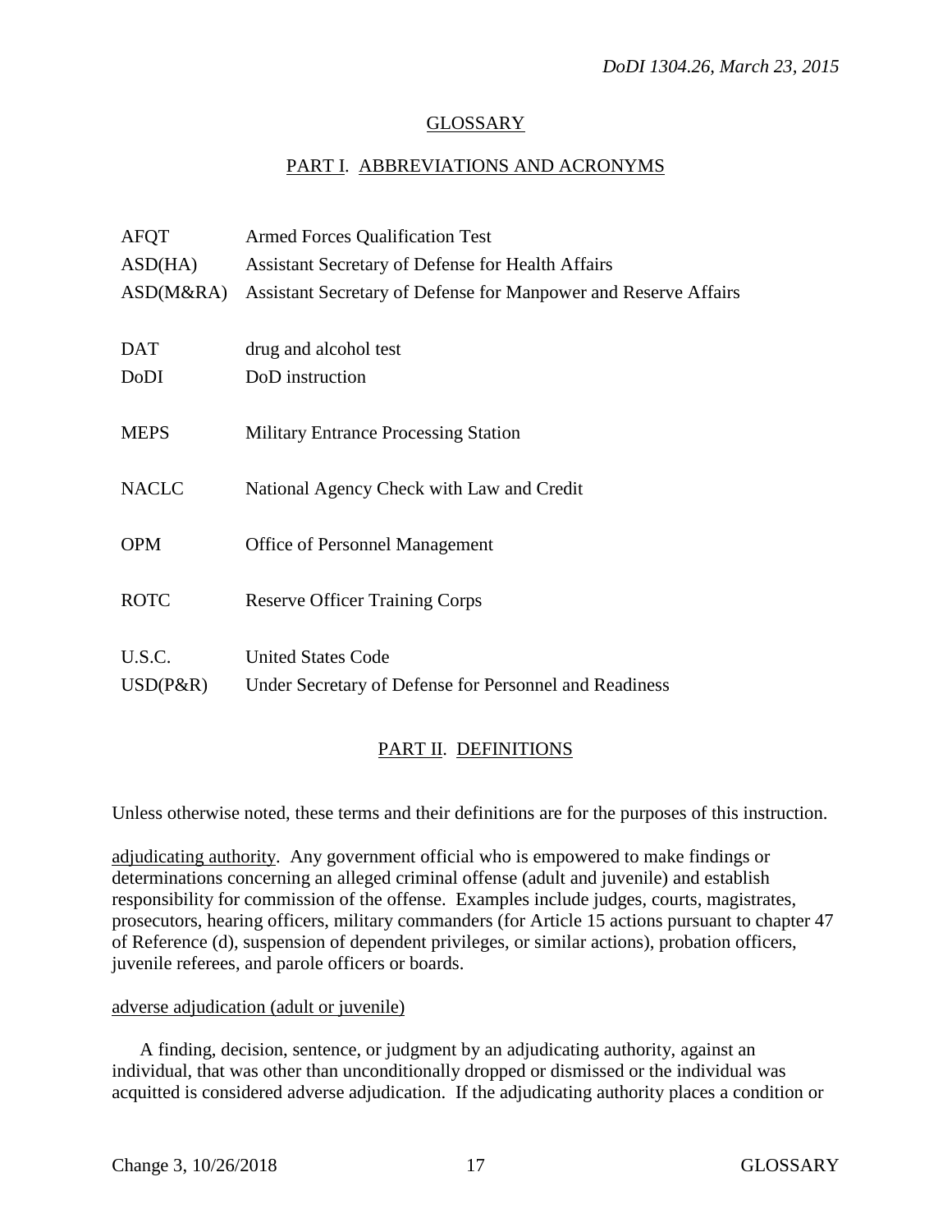## GLOSSARY

### PART I. ABBREVIATIONS AND ACRONYMS

| | |
|---|---|
| AFQT | Armed Forces Qualification Test |
| ASD(HA) | Assistant Secretary of Defense for Health Affairs |
| ASD(M&RA) | Assistant Secretary of Defense for Manpower and Reserve Affairs |
| DAT | drug and alcohol test |
| DoDI | DoD instruction |
| MEPS | Military Entrance Processing Station |
| NACLC | National Agency Check with Law and Credit |
| OPM | Office of Personnel Management |
| ROTC | Reserve Officer Training Corps |
| U.S.C. | United States Code |
| USD(P&R) | Under Secretary of Defense for Personnel and Readiness |

### PART II. DEFINITIONS

Unless otherwise noted, these terms and their definitions are for the purposes of this instruction.

adjudicating authority. Any government official who is empowered to make findings or determinations concerning an alleged criminal offense (adult and juvenile) and establish responsibility for commission of the offense. Examples include judges, courts, magistrates, prosecutors, hearing officers, military commanders (for Article 15 actions pursuant to chapter 47 of Reference (d), suspension of dependent privileges, or similar actions), probation officers, juvenile referees, and parole officers or boards.

adverse adjudication (adult or juvenile)

A finding, decision, sentence, or judgment by an adjudicating authority, against an individual, that was other than unconditionally dropped or dismissed or the individual was acquitted is considered adverse adjudication. If the adjudicating authority places a condition or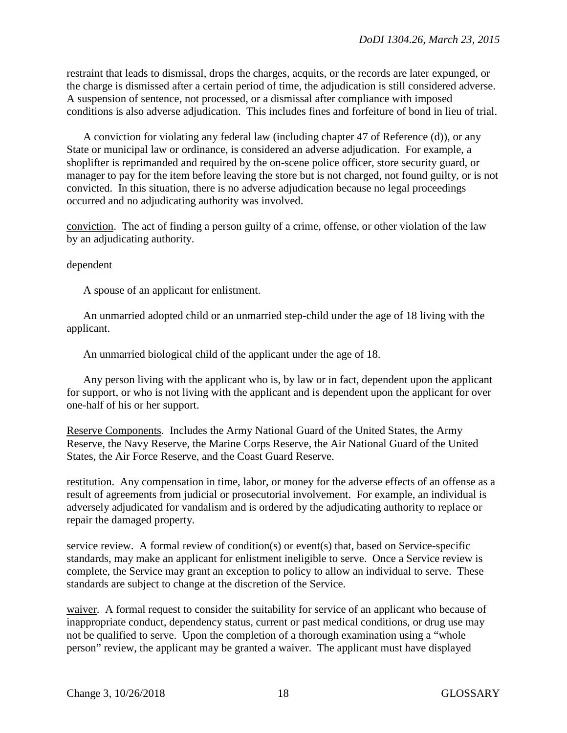restraint that leads to dismissal, drops the charges, acquits, or the records are later expunged, or the charge is dismissed after a certain period of time, the adjudication is still considered adverse. A suspension of sentence, not processed, or a dismissal after compliance with imposed conditions is also adverse adjudication. This includes fines and forfeiture of bond in lieu of trial.

A conviction for violating any federal law (including chapter 47 of Reference (d)), or any State or municipal law or ordinance, is considered an adverse adjudication. For example, a shoplifter is reprimanded and required by the on-scene police officer, store security guard, or manager to pay for the item before leaving the store but is not charged, not found guilty, or is not convicted. In this situation, there is no adverse adjudication because no legal proceedings occurred and no adjudicating authority was involved.

<u>conviction</u>. The act of finding a person guilty of a crime, offense, or other violation of the law by an adjudicating authority.

<u>dependent</u>

A spouse of an applicant for enlistment.

An unmarried adopted child or an unmarried step-child under the age of 18 living with the applicant.

An unmarried biological child of the applicant under the age of 18.

Any person living with the applicant who is, by law or in fact, dependent upon the applicant for support, or who is not living with the applicant and is dependent upon the applicant for over one-half of his or her support.

<u>Reserve Components</u>. Includes the Army National Guard of the United States, the Army Reserve, the Navy Reserve, the Marine Corps Reserve, the Air National Guard of the United States, the Air Force Reserve, and the Coast Guard Reserve.

<u>restitution</u>. Any compensation in time, labor, or money for the adverse effects of an offense as a result of agreements from judicial or prosecutorial involvement. For example, an individual is adversely adjudicated for vandalism and is ordered by the adjudicating authority to replace or repair the damaged property.

<u>service review</u>. A formal review of condition(s) or event(s) that, based on Service-specific standards, may make an applicant for enlistment ineligible to serve. Once a Service review is complete, the Service may grant an exception to policy to allow an individual to serve. These standards are subject to change at the discretion of the Service.

<u>waiver</u>. A formal request to consider the suitability for service of an applicant who because of inappropriate conduct, dependency status, current or past medical conditions, or drug use may not be qualified to serve. Upon the completion of a thorough examination using a "whole person" review, the applicant may be granted a waiver. The applicant must have displayed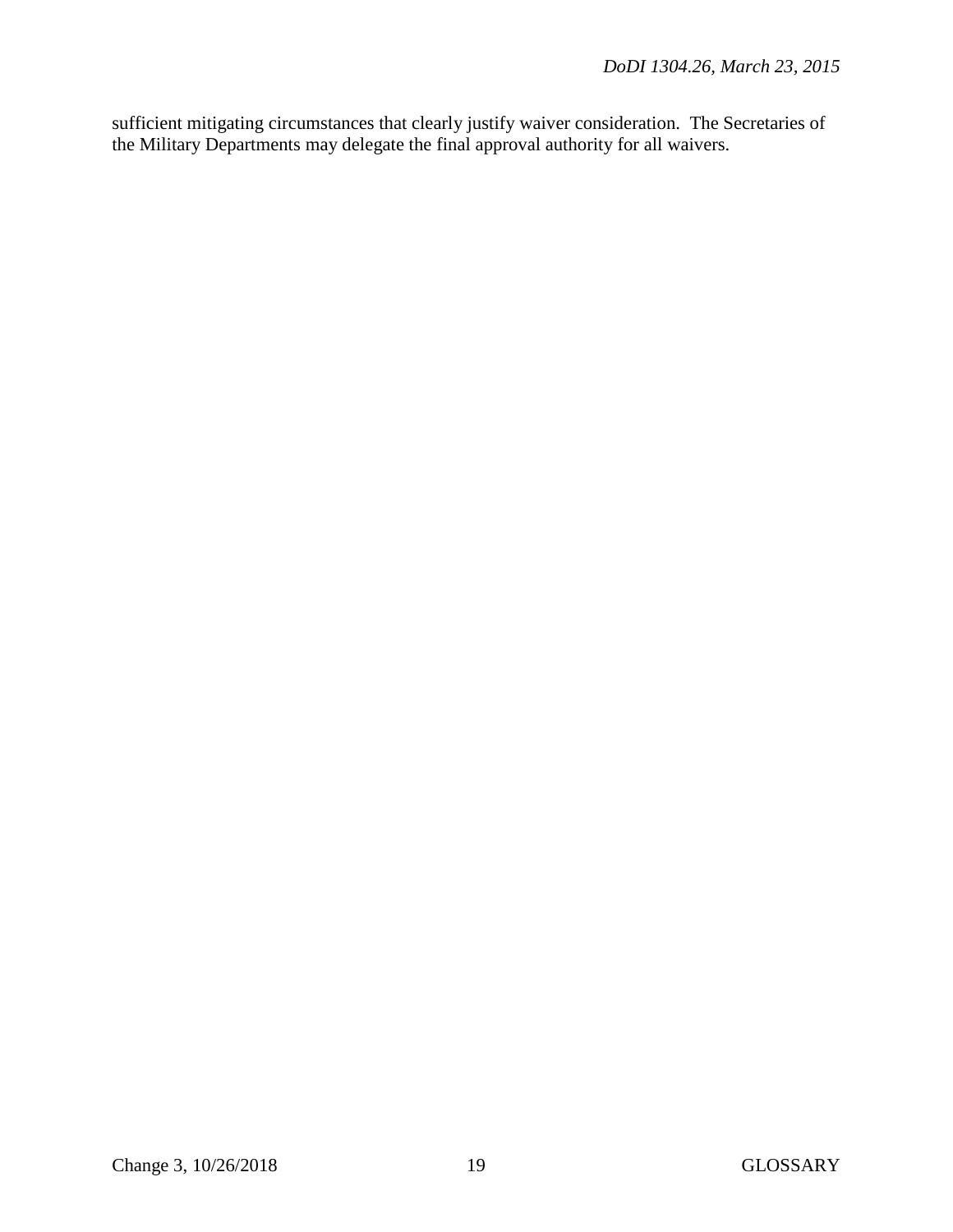sufficient mitigating circumstances that clearly justify waiver consideration. The Secretaries of the Military Departments may delegate the final approval authority for all waivers.